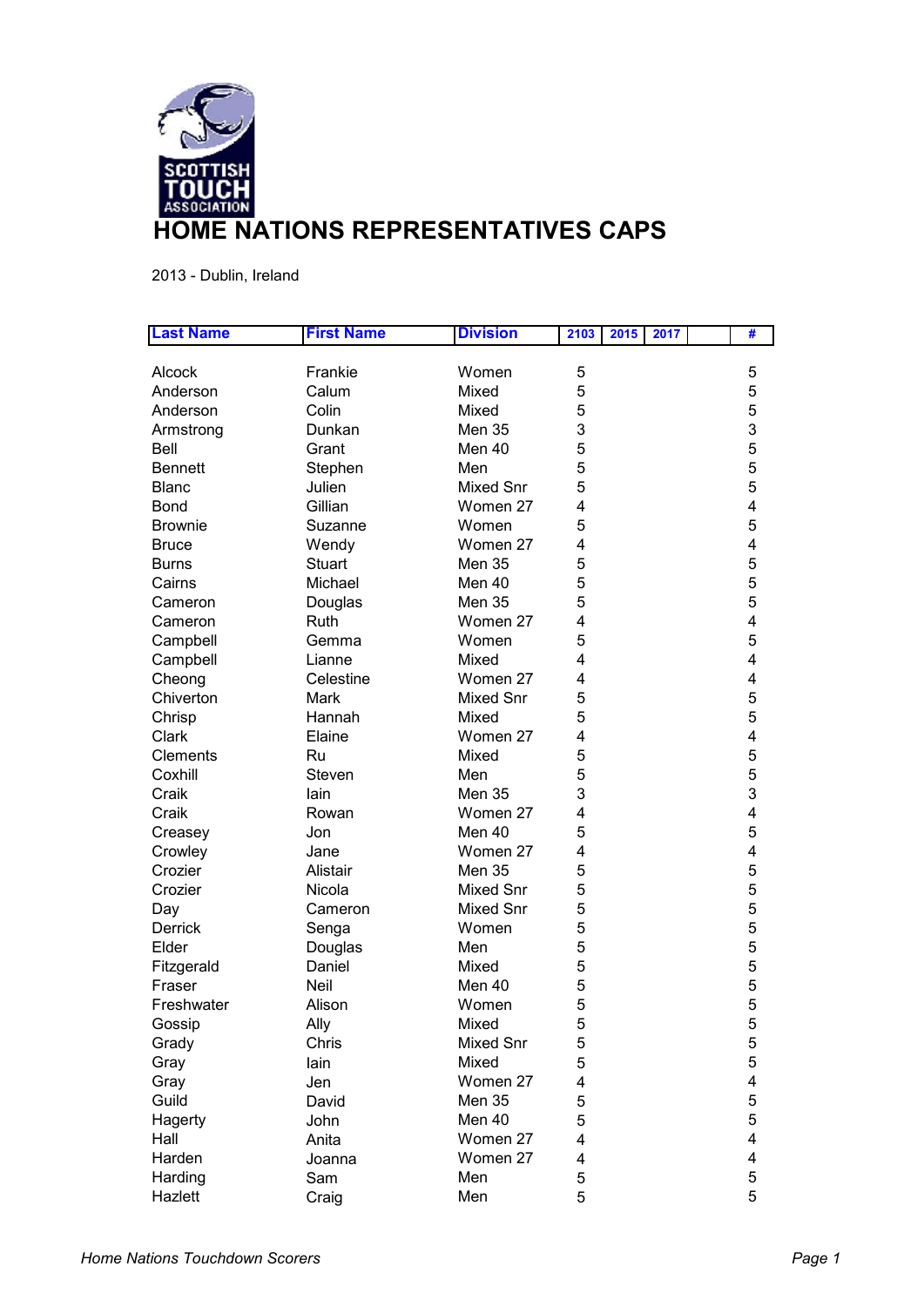SCOTTISH TOUCH ASSOCIATION

# HOME NATIONS REPRESENTATIVES CAPS

2013 - Dublin, Ireland

| Last Name | First Name | Division | 2103 | 2015 | 2017 | | # |
|---|---|---|---|---|---|---|---|
| Alcock | Frankie | Women | 5 | | | | 5 |
| Anderson | Calum | Mixed | 5 | | | | 5 |
| Anderson | Colin | Mixed | 5 | | | | 5 |
| Armstrong | Dunkan | Men 35 | 3 | | | | 3 |
| Bell | Grant | Men 40 | 5 | | | | 5 |
| Bennett | Stephen | Men | 5 | | | | 5 |
| Blanc | Julien | Mixed Snr | 5 | | | | 5 |
| Bond | Gillian | Women 27 | 4 | | | | 4 |
| Brownie | Suzanne | Women | 5 | | | | 5 |
| Bruce | Wendy | Women 27 | 4 | | | | 4 |
| Burns | Stuart | Men 35 | 5 | | | | 5 |
| Cairns | Michael | Men 40 | 5 | | | | 5 |
| Cameron | Douglas | Men 35 | 5 | | | | 5 |
| Cameron | Ruth | Women 27 | 4 | | | | 4 |
| Campbell | Gemma | Women | 5 | | | | 5 |
| Campbell | Lianne | Mixed | 4 | | | | 4 |
| Cheong | Celestine | Women 27 | 4 | | | | 4 |
| Chiverton | Mark | Mixed Snr | 5 | | | | 5 |
| Chrisp | Hannah | Mixed | 5 | | | | 5 |
| Clark | Elaine | Women 27 | 4 | | | | 4 |
| Clements | Ru | Mixed | 5 | | | | 5 |
| Coxhill | Steven | Men | 5 | | | | 5 |
| Craik | Iain | Men 35 | 3 | | | | 3 |
| Craik | Rowan | Women 27 | 4 | | | | 4 |
| Creasey | Jon | Men 40 | 5 | | | | 5 |
| Crowley | Jane | Women 27 | 4 | | | | 4 |
| Crozier | Alistair | Men 35 | 5 | | | | 5 |
| Crozier | Nicola | Mixed Snr | 5 | | | | 5 |
| Day | Cameron | Mixed Snr | 5 | | | | 5 |
| Derrick | Senga | Women | 5 | | | | 5 |
| Elder | Douglas | Men | 5 | | | | 5 |
| Fitzgerald | Daniel | Mixed | 5 | | | | 5 |
| Fraser | Neil | Men 40 | 5 | | | | 5 |
| Freshwater | Alison | Women | 5 | | | | 5 |
| Gossip | Ally | Mixed | 5 | | | | 5 |
| Grady | Chris | Mixed Snr | 5 | | | | 5 |
| Gray | Iain | Mixed | 5 | | | | 5 |
| Gray | Jen | Women 27 | 4 | | | | 4 |
| Guild | David | Men 35 | 5 | | | | 5 |
| Hagerty | John | Men 40 | 5 | | | | 5 |
| Hall | Anita | Women 27 | 4 | | | | 4 |
| Harden | Joanna | Women 27 | 4 | | | | 4 |
| Harding | Sam | Men | 5 | | | | 5 |
| Hazlett | Craig | Men | 5 | | | | 5 |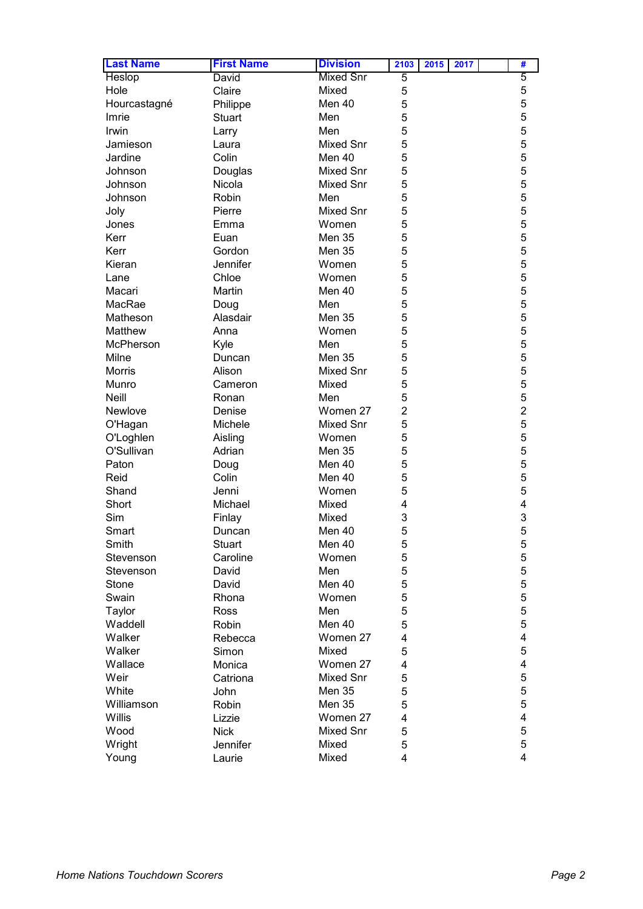| Last Name | First Name | Division | 2103 | 2015 | 2017 | | # |
|---|---|---|---|---|---|---|---|
| Heslop | David | Mixed Snr | 5 | | | | 5 |
| Hole | Claire | Mixed | 5 | | | | 5 |
| Hourcastagné | Philippe | Men 40 | 5 | | | | 5 |
| Imrie | Stuart | Men | 5 | | | | 5 |
| Irwin | Larry | Men | 5 | | | | 5 |
| Jamieson | Laura | Mixed Snr | 5 | | | | 5 |
| Jardine | Colin | Men 40 | 5 | | | | 5 |
| Johnson | Douglas | Mixed Snr | 5 | | | | 5 |
| Johnson | Nicola | Mixed Snr | 5 | | | | 5 |
| Johnson | Robin | Men | 5 | | | | 5 |
| Joly | Pierre | Mixed Snr | 5 | | | | 5 |
| Jones | Emma | Women | 5 | | | | 5 |
| Kerr | Euan | Men 35 | 5 | | | | 5 |
| Kerr | Gordon | Men 35 | 5 | | | | 5 |
| Kieran | Jennifer | Women | 5 | | | | 5 |
| Lane | Chloe | Women | 5 | | | | 5 |
| Macari | Martin | Men 40 | 5 | | | | 5 |
| MacRae | Doug | Men | 5 | | | | 5 |
| Matheson | Alasdair | Men 35 | 5 | | | | 5 |
| Matthew | Anna | Women | 5 | | | | 5 |
| McPherson | Kyle | Men | 5 | | | | 5 |
| Milne | Duncan | Men 35 | 5 | | | | 5 |
| Morris | Alison | Mixed Snr | 5 | | | | 5 |
| Munro | Cameron | Mixed | 5 | | | | 5 |
| Neill | Ronan | Men | 5 | | | | 5 |
| Newlove | Denise | Women 27 | 2 | | | | 2 |
| O'Hagan | Michele | Mixed Snr | 5 | | | | 5 |
| O'Loghlen | Aisling | Women | 5 | | | | 5 |
| O'Sullivan | Adrian | Men 35 | 5 | | | | 5 |
| Paton | Doug | Men 40 | 5 | | | | 5 |
| Reid | Colin | Men 40 | 5 | | | | 5 |
| Shand | Jenni | Women | 5 | | | | 5 |
| Short | Michael | Mixed | 4 | | | | 4 |
| Sim | Finlay | Mixed | 3 | | | | 3 |
| Smart | Duncan | Men 40 | 5 | | | | 5 |
| Smith | Stuart | Men 40 | 5 | | | | 5 |
| Stevenson | Caroline | Women | 5 | | | | 5 |
| Stevenson | David | Men | 5 | | | | 5 |
| Stone | David | Men 40 | 5 | | | | 5 |
| Swain | Rhona | Women | 5 | | | | 5 |
| Taylor | Ross | Men | 5 | | | | 5 |
| Waddell | Robin | Men 40 | 5 | | | | 5 |
| Walker | Rebecca | Women 27 | 4 | | | | 4 |
| Walker | Simon | Mixed | 5 | | | | 5 |
| Wallace | Monica | Women 27 | 4 | | | | 4 |
| Weir | Catriona | Mixed Snr | 5 | | | | 5 |
| White | John | Men 35 | 5 | | | | 5 |
| Williamson | Robin | Men 35 | 5 | | | | 5 |
| Willis | Lizzie | Women 27 | 4 | | | | 4 |
| Wood | Nick | Mixed Snr | 5 | | | | 5 |
| Wright | Jennifer | Mixed | 5 | | | | 5 |
| Young | Laurie | Mixed | 4 | | | | 4 |